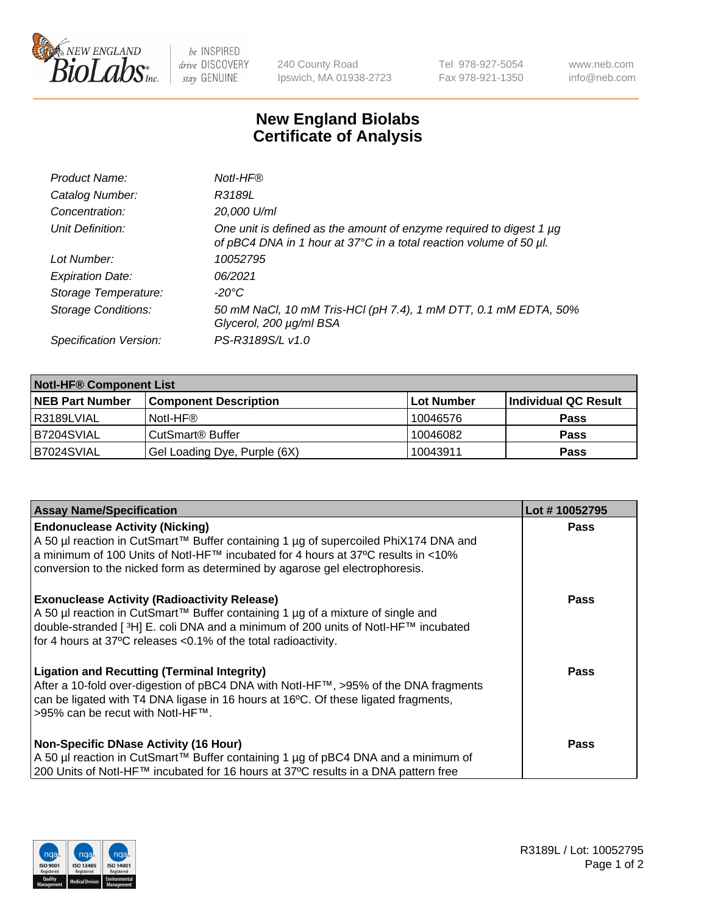New England BioLabs Inc. — be INSPIRED drive DISCOVERY stay GENUINE

240 County Road
Ipswich, MA 01938-2723

Tel 978-927-5054
Fax 978-921-1350

www.neb.com
info@neb.com

# New England Biolabs Certificate of Analysis

| | |
|---|---|
| *Product Name:* | *NotI-HF®* |
| *Catalog Number:* | *R3189L* |
| *Concentration:* | *20,000 U/ml* |
| *Unit Definition:* | *One unit is defined as the amount of enzyme required to digest 1 µg of pBC4 DNA in 1 hour at 37°C in a total reaction volume of 50 µl.* |
| *Lot Number:* | *10052795* |
| *Expiration Date:* | *06/2021* |
| *Storage Temperature:* | *-20°C* |
| *Storage Conditions:* | *50 mM NaCl, 10 mM Tris-HCl (pH 7.4), 1 mM DTT, 0.1 mM EDTA, 50% Glycerol, 200 µg/ml BSA* |
| *Specification Version:* | *PS-R3189S/L v1.0* |

| **NotI-HF® Component List** | | | |
|---|---|---|---|
| **NEB Part Number** | **Component Description** | **Lot Number** | **Individual QC Result** |
| R3189LVIAL | NotI-HF® | 10046576 | **Pass** |
| B7204SVIAL | CutSmart® Buffer | 10046082 | **Pass** |
| B7024SVIAL | Gel Loading Dye, Purple (6X) | 10043911 | **Pass** |

| **Assay Name/Specification** | **Lot # 10052795** |
|---|---|
| **Endonuclease Activity (Nicking)**<br>A 50 µl reaction in CutSmart™ Buffer containing 1 µg of supercoiled PhiX174 DNA and a minimum of 100 Units of NotI-HF™ incubated for 4 hours at 37ºC results in <10% conversion to the nicked form as determined by agarose gel electrophoresis. | **Pass** |
| **Exonuclease Activity (Radioactivity Release)**<br>A 50 µl reaction in CutSmart™ Buffer containing 1 µg of a mixture of single and double-stranded [ $^3$H] E. coli DNA and a minimum of 200 units of NotI-HF™ incubated for 4 hours at 37ºC releases <0.1% of the total radioactivity. | **Pass** |
| **Ligation and Recutting (Terminal Integrity)**<br>After a 10-fold over-digestion of pBC4 DNA with NotI-HF™, >95% of the DNA fragments can be ligated with T4 DNA ligase in 16 hours at 16ºC. Of these ligated fragments, >95% can be recut with NotI-HF™. | **Pass** |
| **Non-Specific DNase Activity (16 Hour)**<br>A 50 µl reaction in CutSmart™ Buffer containing 1 µg of pBC4 DNA and a minimum of 200 Units of NotI-HF™ incubated for 16 hours at 37ºC results in a DNA pattern free | **Pass** |

R3189L / Lot: 10052795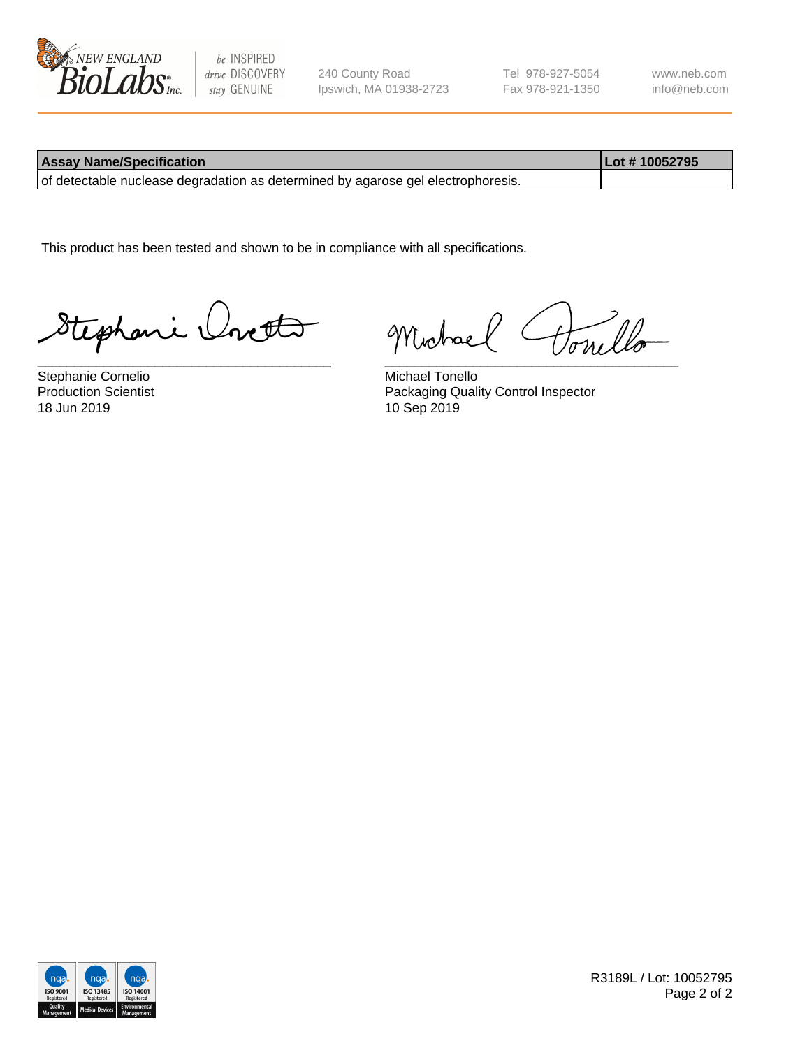| Assay Name/Specification | Lot # 10052795 |
| --- | --- |
| of detectable nuclease degradation as determined by agarose gel electrophoresis. | |

This product has been tested and shown to be in compliance with all specifications.

Stephanie Cornelio
Production Scientist
18 Jun 2019

Michael Tonello
Packaging Quality Control Inspector
10 Sep 2019

R3189L / Lot: 10052795